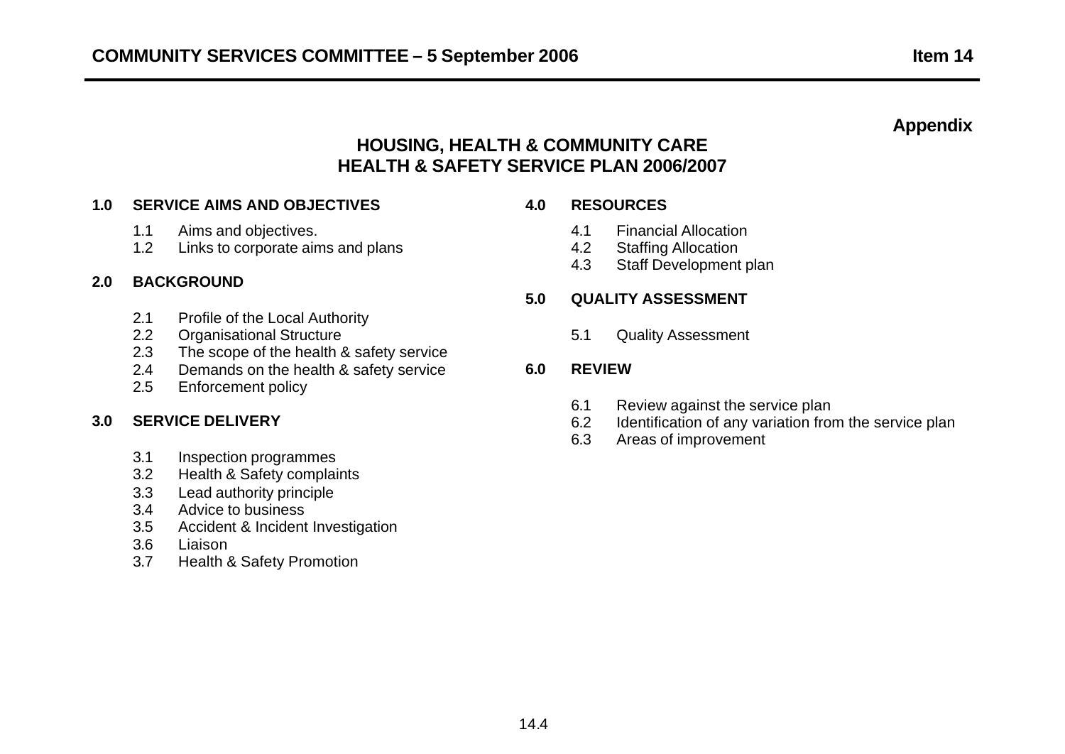**Appendix**

# HOUSING, HEALTH & COMMUNITY CARE
# HEALTH & SAFETY SERVICE PLAN 2006/2007

**1.0 SERVICE AIMS AND OBJECTIVES**

- 1.1 Aims and objectives.
- 1.2 Links to corporate aims and plans

**2.0 BACKGROUND**

- 2.1 Profile of the Local Authority
- 2.2 Organisational Structure
- 2.3 The scope of the health & safety service
- 2.4 Demands on the health & safety service
- 2.5 Enforcement policy

**3.0 SERVICE DELIVERY**

- 3.1 Inspection programmes
- 3.2 Health & Safety complaints
- 3.3 Lead authority principle
- 3.4 Advice to business
- 3.5 Accident & Incident Investigation
- 3.6 Liaison
- 3.7 Health & Safety Promotion

**4.0 RESOURCES**

- 4.1 Financial Allocation
- 4.2 Staffing Allocation
- 4.3 Staff Development plan

**5.0 QUALITY ASSESSMENT**

- 5.1 Quality Assessment

**6.0 REVIEW**

- 6.1 Review against the service plan
- 6.2 Identification of any variation from the service plan
- 6.3 Areas of improvement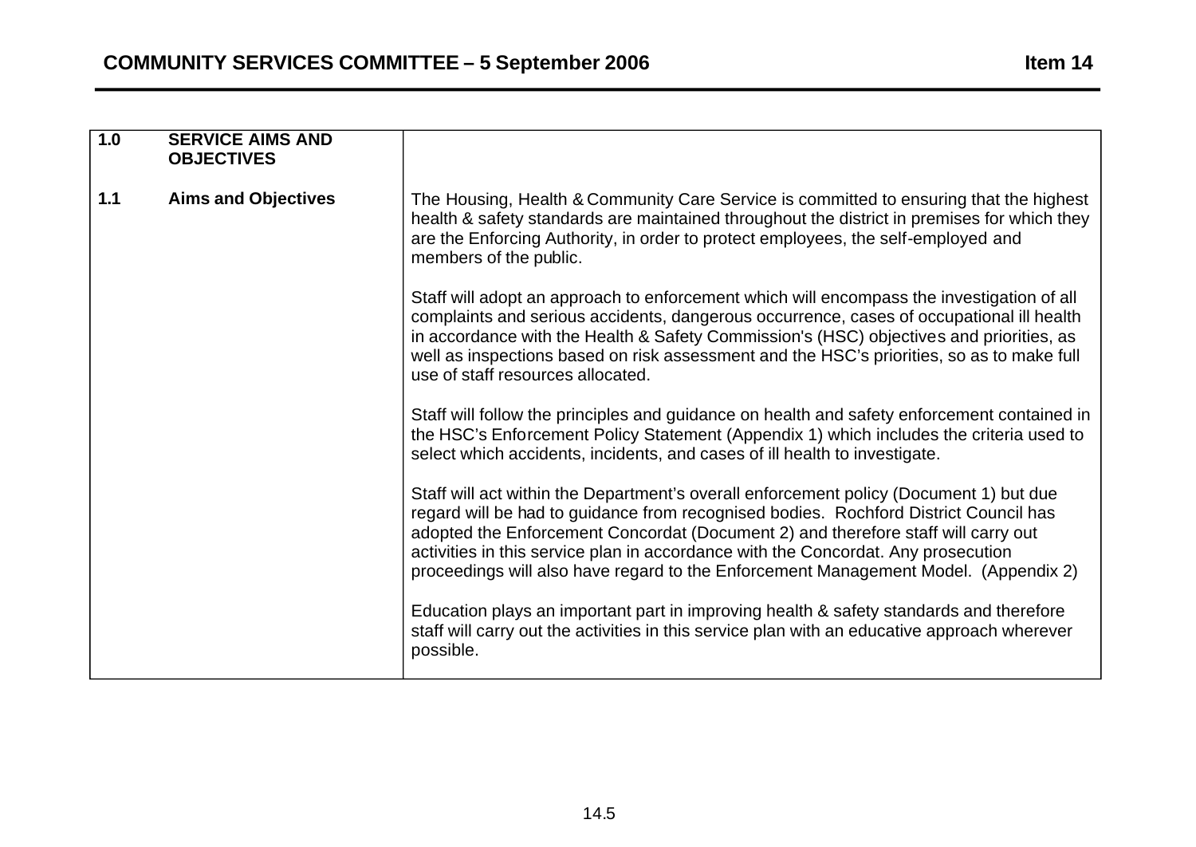| 1.0 SERVICE AIMS AND OBJECTIVES | |
|---|---|
| 1.1 Aims and Objectives | The Housing, Health & Community Care Service is committed to ensuring that the highest health & safety standards are maintained throughout the district in premises for which they are the Enforcing Authority, in order to protect employees, the self-employed and members of the public.<br><br>Staff will adopt an approach to enforcement which will encompass the investigation of all complaints and serious accidents, dangerous occurrence, cases of occupational ill health in accordance with the Health & Safety Commission's (HSC) objectives and priorities, as well as inspections based on risk assessment and the HSC's priorities, so as to make full use of staff resources allocated.<br><br>Staff will follow the principles and guidance on health and safety enforcement contained in the HSC's Enforcement Policy Statement (Appendix 1) which includes the criteria used to select which accidents, incidents, and cases of ill health to investigate.<br><br>Staff will act within the Department's overall enforcement policy (Document 1) but due regard will be had to guidance from recognised bodies. Rochford District Council has adopted the Enforcement Concordat (Document 2) and therefore staff will carry out activities in this service plan in accordance with the Concordat. Any prosecution proceedings will also have regard to the Enforcement Management Model. (Appendix 2)<br><br>Education plays an important part in improving health & safety standards and therefore staff will carry out the activities in this service plan with an educative approach wherever possible. |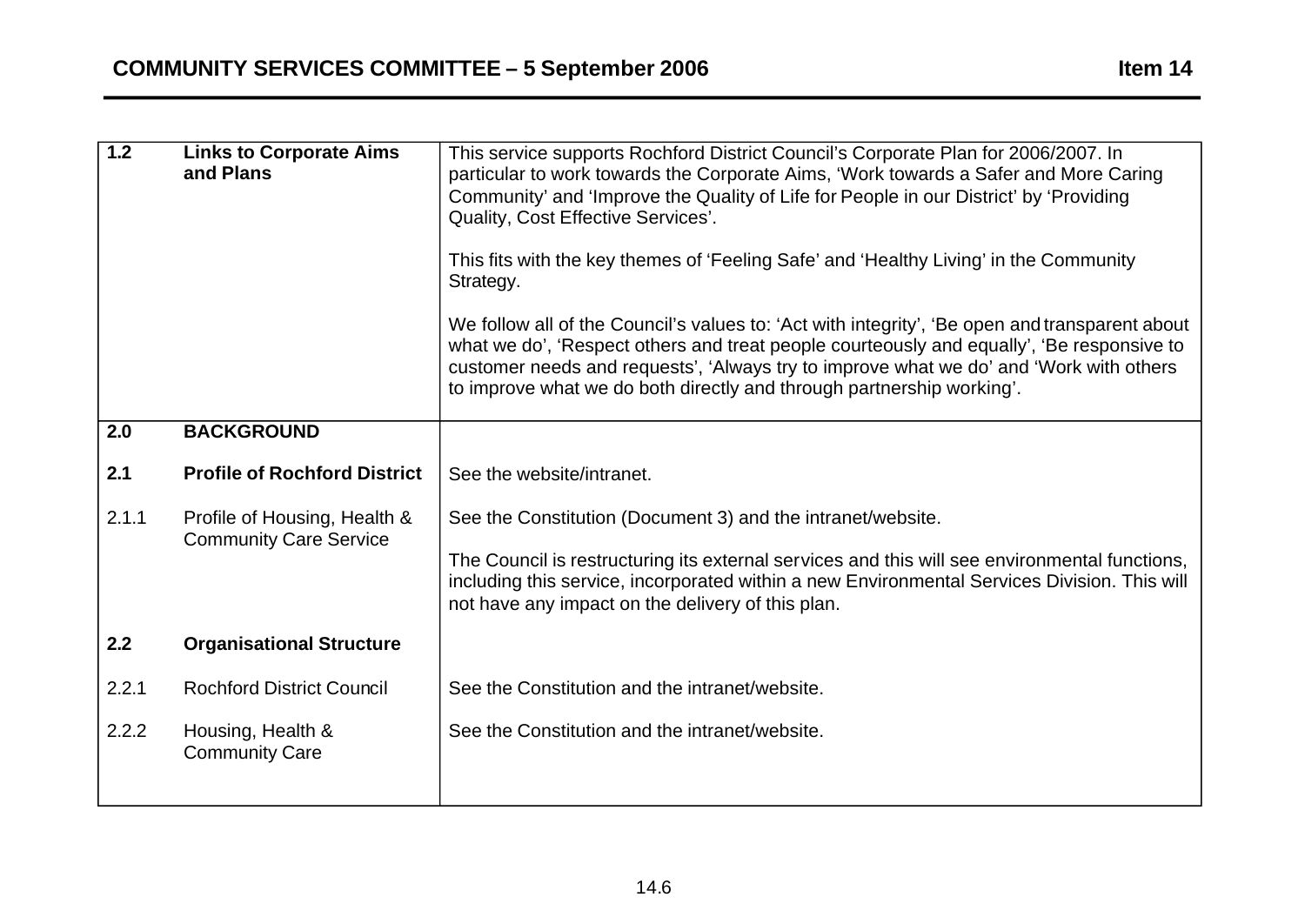| | | |
|---|---|---|
| **1.2** | **Links to Corporate Aims and Plans** | This service supports Rochford District Council's Corporate Plan for 2006/2007. In particular to work towards the Corporate Aims, 'Work towards a Safer and More Caring Community' and 'Improve the Quality of Life for People in our District' by 'Providing Quality, Cost Effective Services'.<br><br>This fits with the key themes of 'Feeling Safe' and 'Healthy Living' in the Community Strategy.<br><br>We follow all of the Council's values to: 'Act with integrity', 'Be open and transparent about what we do', 'Respect others and treat people courteously and equally', 'Be responsive to customer needs and requests', 'Always try to improve what we do' and 'Work with others to improve what we do both directly and through partnership working'. |
| **2.0** | **BACKGROUND** | |
| **2.1** | **Profile of Rochford District** | See the website/intranet. |
| 2.1.1 | Profile of Housing, Health & Community Care Service | See the Constitution (Document 3) and the intranet/website.<br><br>The Council is restructuring its external services and this will see environmental functions, including this service, incorporated within a new Environmental Services Division. This will not have any impact on the delivery of this plan. |
| **2.2** | **Organisational Structure** | |
| 2.2.1 | Rochford District Council | See the Constitution and the intranet/website. |
| 2.2.2 | Housing, Health & Community Care | See the Constitution and the intranet/website. |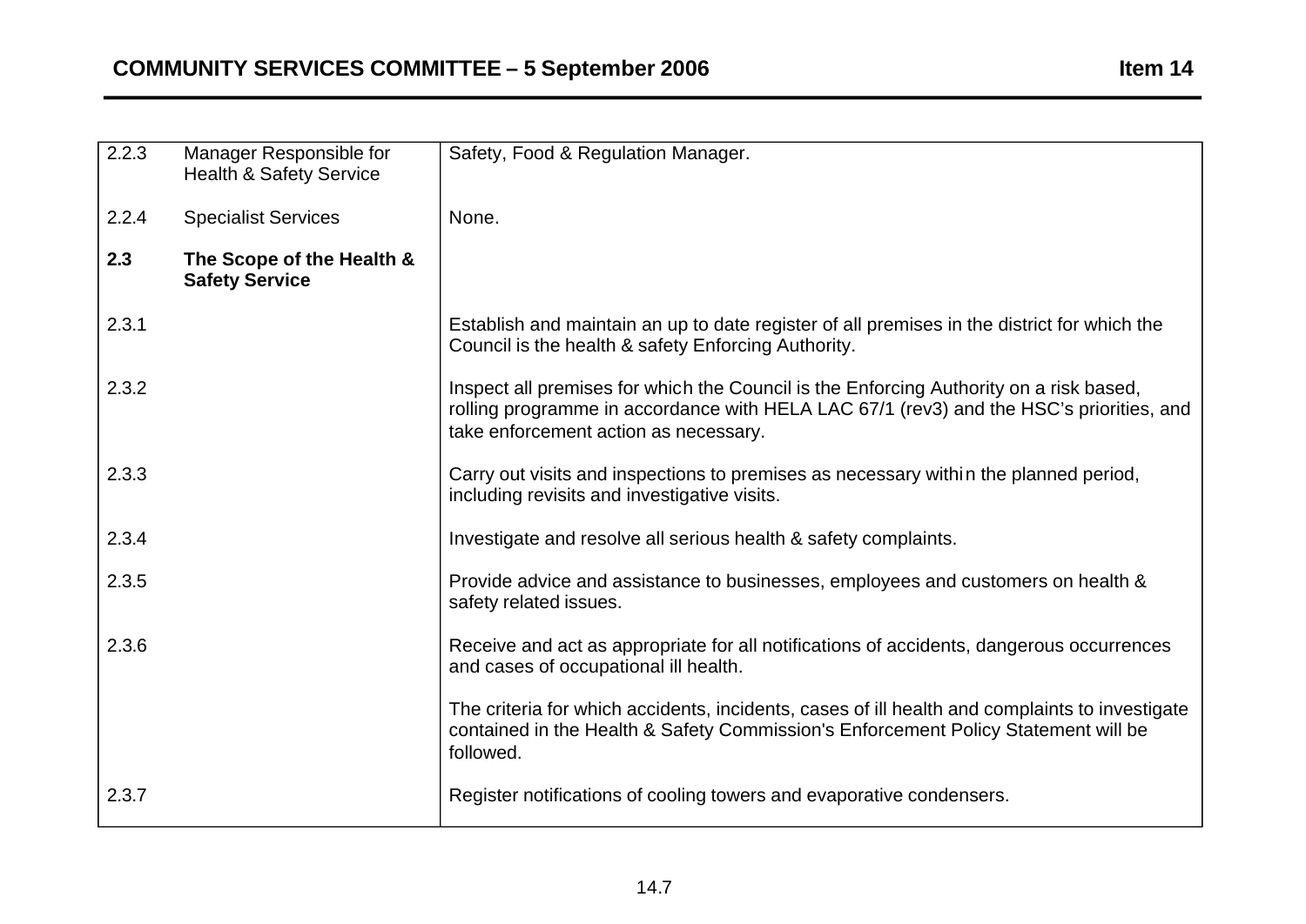| | | |
|---|---|---|
| 2.2.3 | Manager Responsible for Health & Safety Service | Safety, Food & Regulation Manager. |
| 2.2.4 | Specialist Services | None. |
| **2.3** | **The Scope of the Health & Safety Service** | |
| 2.3.1 | | Establish and maintain an up to date register of all premises in the district for which the Council is the health & safety Enforcing Authority. |
| 2.3.2 | | Inspect all premises for which the Council is the Enforcing Authority on a risk based, rolling programme in accordance with HELA LAC 67/1 (rev3) and the HSC's priorities, and take enforcement action as necessary. |
| 2.3.3 | | Carry out visits and inspections to premises as necessary within the planned period, including revisits and investigative visits. |
| 2.3.4 | | Investigate and resolve all serious health & safety complaints. |
| 2.3.5 | | Provide advice and assistance to businesses, employees and customers on health & safety related issues. |
| 2.3.6 | | Receive and act as appropriate for all notifications of accidents, dangerous occurrences and cases of occupational ill health.<br><br>The criteria for which accidents, incidents, cases of ill health and complaints to investigate contained in the Health & Safety Commission's Enforcement Policy Statement will be followed. |
| 2.3.7 | | Register notifications of cooling towers and evaporative condensers. |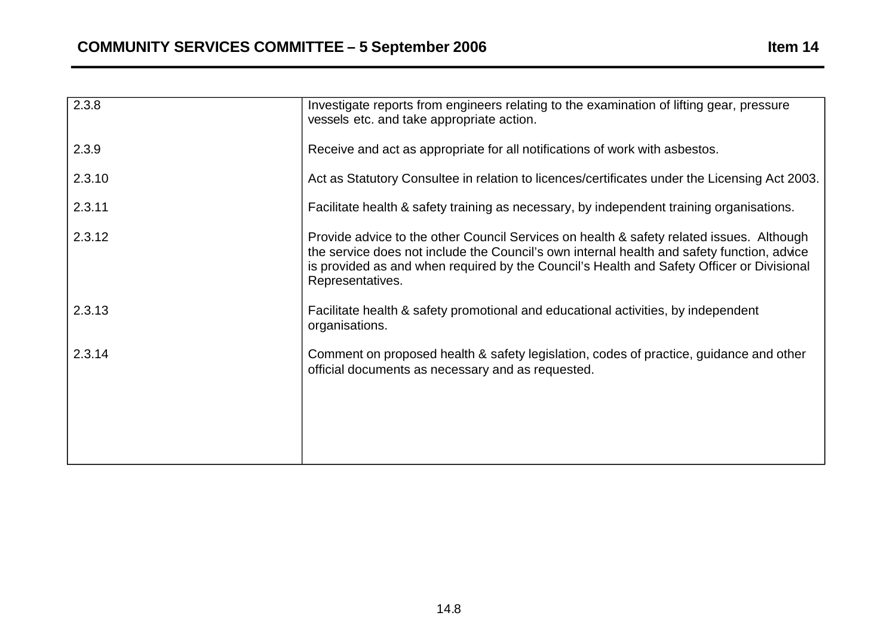| | |
|---|---|
| 2.3.8 | Investigate reports from engineers relating to the examination of lifting gear, pressure vessels etc. and take appropriate action. |
| 2.3.9 | Receive and act as appropriate for all notifications of work with asbestos. |
| 2.3.10 | Act as Statutory Consultee in relation to licences/certificates under the Licensing Act 2003. |
| 2.3.11 | Facilitate health & safety training as necessary, by independent training organisations. |
| 2.3.12 | Provide advice to the other Council Services on health & safety related issues. Although the service does not include the Council's own internal health and safety function, advice is provided as and when required by the Council's Health and Safety Officer or Divisional Representatives. |
| 2.3.13 | Facilitate health & safety promotional and educational activities, by independent organisations. |
| 2.3.14 | Comment on proposed health & safety legislation, codes of practice, guidance and other official documents as necessary and as requested. |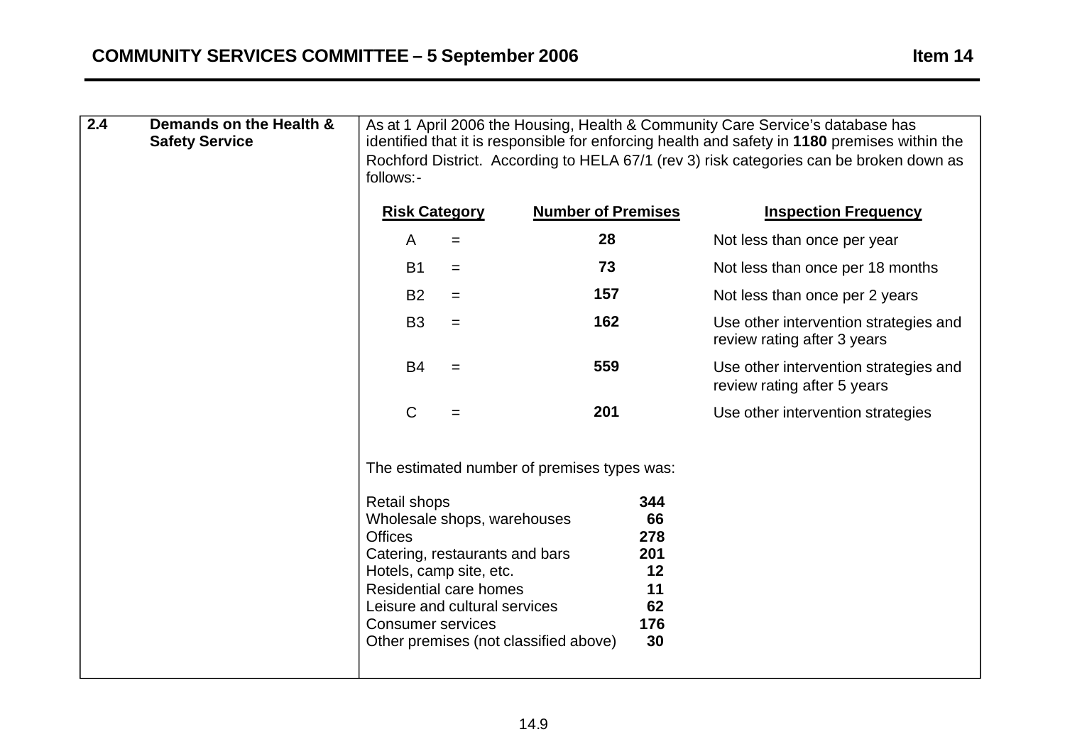**2.4 Demands on the Health & Safety Service**

As at 1 April 2006 the Housing, Health & Community Care Service's database has identified that it is responsible for enforcing health and safety in **1180** premises within the Rochford District. According to HELA 67/1 (rev 3) risk categories can be broken down as follows:-

| Risk Category | | Number of Premises | Inspection Frequency |
|---|---|---|---|
| A | = | **28** | Not less than once per year |
| B1 | = | **73** | Not less than once per 18 months |
| B2 | = | **157** | Not less than once per 2 years |
| B3 | = | **162** | Use other intervention strategies and review rating after 3 years |
| B4 | = | **559** | Use other intervention strategies and review rating after 5 years |
| C | = | **201** | Use other intervention strategies |

The estimated number of premises types was:

| | |
|---|---|
| Retail shops | **344** |
| Wholesale shops, warehouses | **66** |
| Offices | **278** |
| Catering, restaurants and bars | **201** |
| Hotels, camp site, etc. | **12** |
| Residential care homes | **11** |
| Leisure and cultural services | **62** |
| Consumer services | **176** |
| Other premises (not classified above) | **30** |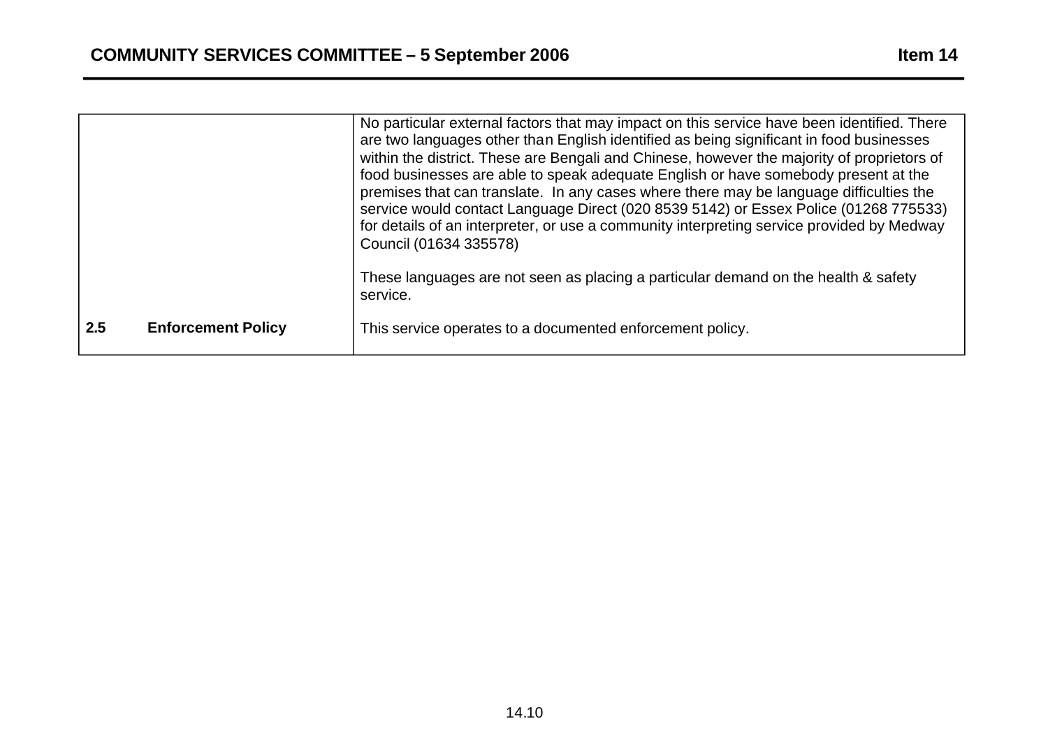|  |  |
|---|---|
|  | No particular external factors that may impact on this service have been identified. There are two languages other than English identified as being significant in food businesses within the district. These are Bengali and Chinese, however the majority of proprietors of food businesses are able to speak adequate English or have somebody present at the premises that can translate. In any cases where there may be language difficulties the service would contact Language Direct (020 8539 5142) or Essex Police (01268 775533) for details of an interpreter, or use a community interpreting service provided by Medway Council (01634 335578)<br><br>These languages are not seen as placing a particular demand on the health & safety service. |
| **2.5 Enforcement Policy** | This service operates to a documented enforcement policy. |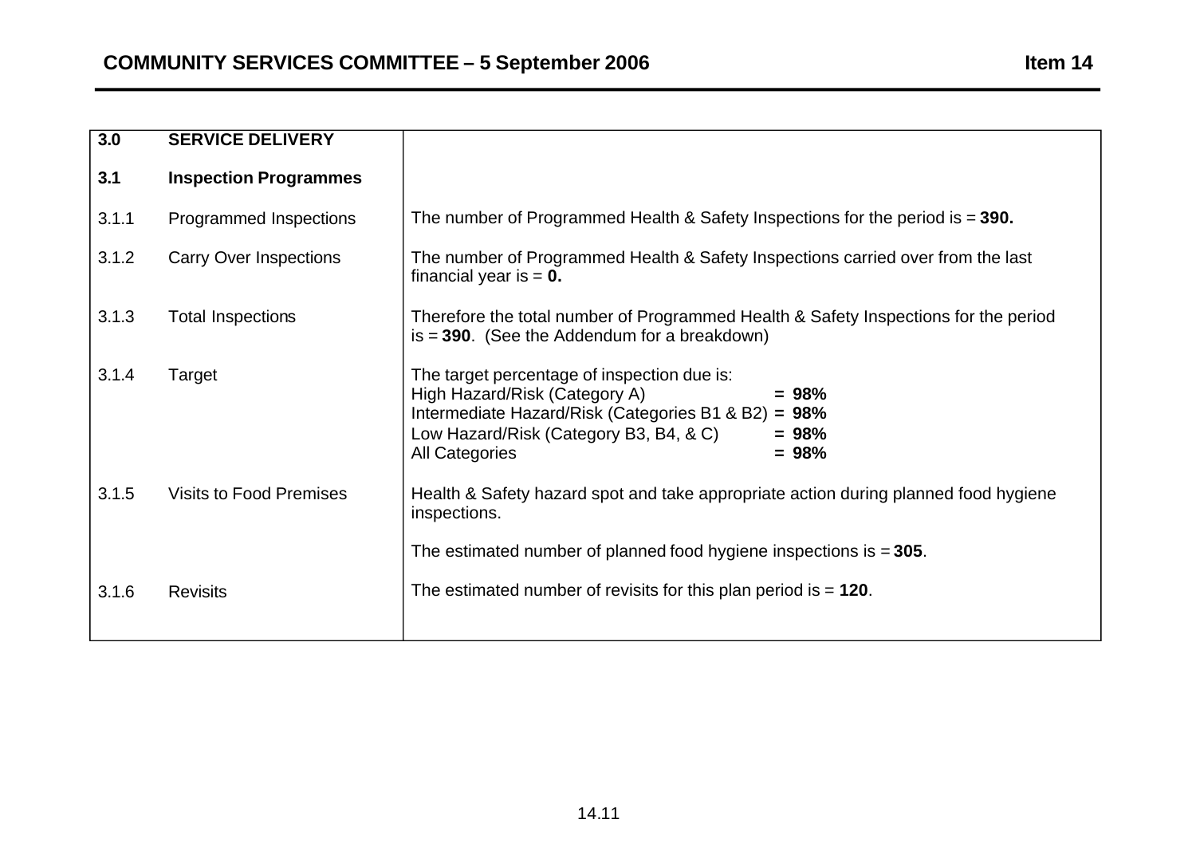| | | |
|---|---|---|
| **3.0** | **SERVICE DELIVERY** | |
| **3.1** | **Inspection Programmes** | |
| 3.1.1 | Programmed Inspections | The number of Programmed Health & Safety Inspections for the period is = **390.** |
| 3.1.2 | Carry Over Inspections | The number of Programmed Health & Safety Inspections carried over from the last financial year is = **0.** |
| 3.1.3 | Total Inspections | Therefore the total number of Programmed Health & Safety Inspections for the period is = **390**. (See the Addendum for a breakdown) |
| 3.1.4 | Target | The target percentage of inspection due is:<br>High Hazard/Risk (Category A) **= 98%**<br>Intermediate Hazard/Risk (Categories B1 & B2) **= 98%**<br>Low Hazard/Risk (Category B3, B4, & C) **= 98%**<br>All Categories **= 98%** |
| 3.1.5 | Visits to Food Premises | Health & Safety hazard spot and take appropriate action during planned food hygiene inspections.<br><br>The estimated number of planned food hygiene inspections is = **305**. |
| 3.1.6 | Revisits | The estimated number of revisits for this plan period is = **120**. |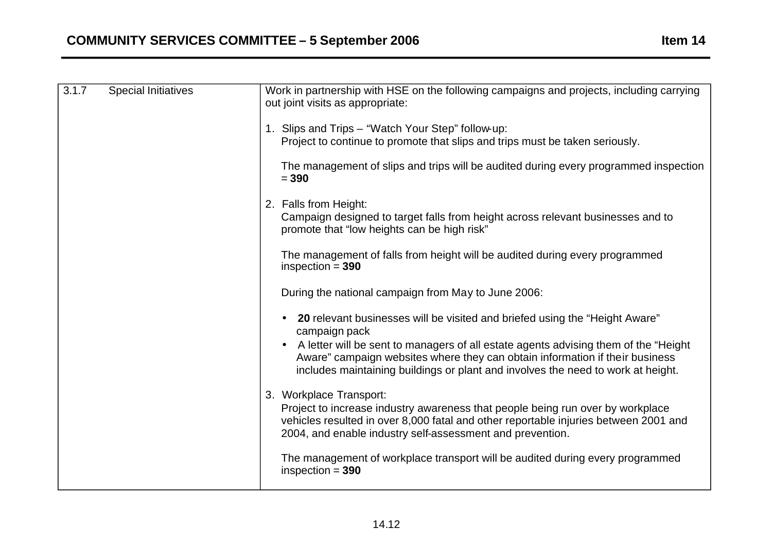| 3.1.7 Special Initiatives | Work in partnership with HSE on the following campaigns and projects, including carrying out joint visits as appropriate:<br><br>1. Slips and Trips – “Watch Your Step” follow-up:<br>Project to continue to promote that slips and trips must be taken seriously.<br><br>The management of slips and trips will be audited during every programmed inspection = **390**<br><br>2. Falls from Height:<br>Campaign designed to target falls from height across relevant businesses and to promote that “low heights can be high risk”<br><br>The management of falls from height will be audited during every programmed inspection = **390**<br><br>During the national campaign from May to June 2006:<br><br>• **20** relevant businesses will be visited and briefed using the “Height Aware” campaign pack<br>• A letter will be sent to managers of all estate agents advising them of the “Height Aware” campaign websites where they can obtain information if their business includes maintaining buildings or plant and involves the need to work at height.<br><br>3. Workplace Transport:<br>Project to increase industry awareness that people being run over by workplace vehicles resulted in over 8,000 fatal and other reportable injuries between 2001 and 2004, and enable industry self-assessment and prevention.<br><br>The management of workplace transport will be audited during every programmed inspection = **390** |
|---|---|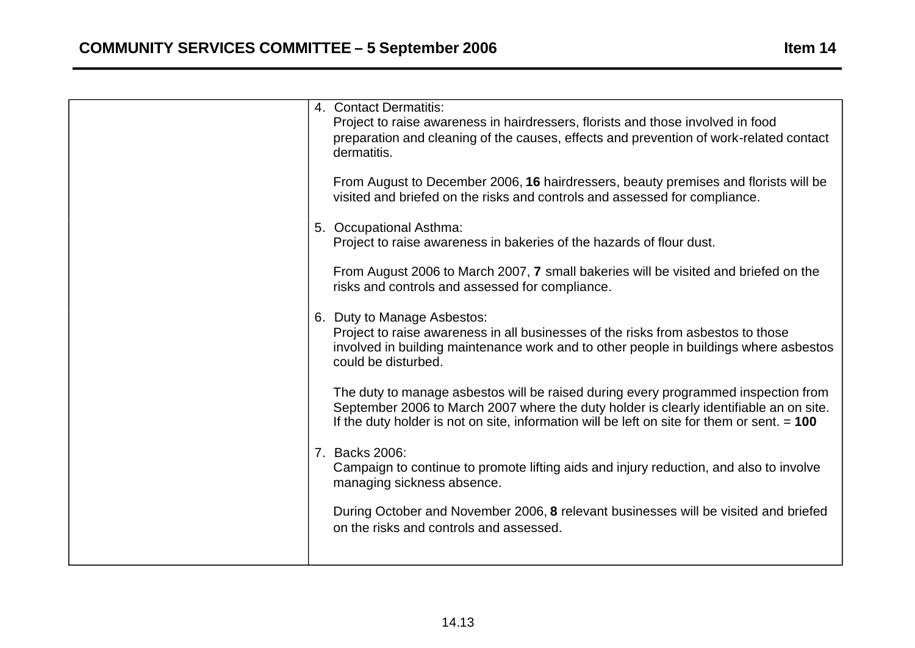| | |
|---|---|
| | 4. Contact Dermatitis:<br>Project to raise awareness in hairdressers, florists and those involved in food preparation and cleaning of the causes, effects and prevention of work-related contact dermatitis.<br><br>From August to December 2006, **16** hairdressers, beauty premises and florists will be visited and briefed on the risks and controls and assessed for compliance.<br><br>5. Occupational Asthma:<br>Project to raise awareness in bakeries of the hazards of flour dust.<br><br>From August 2006 to March 2007, **7** small bakeries will be visited and briefed on the risks and controls and assessed for compliance.<br><br>6. Duty to Manage Asbestos:<br>Project to raise awareness in all businesses of the risks from asbestos to those involved in building maintenance work and to other people in buildings where asbestos could be disturbed.<br><br>The duty to manage asbestos will be raised during every programmed inspection from September 2006 to March 2007 where the duty holder is clearly identifiable an on site. If the duty holder is not on site, information will be left on site for them or sent. = **100**<br><br>7. Backs 2006:<br>Campaign to continue to promote lifting aids and injury reduction, and also to involve managing sickness absence.<br><br>During October and November 2006, **8** relevant businesses will be visited and briefed on the risks and controls and assessed. |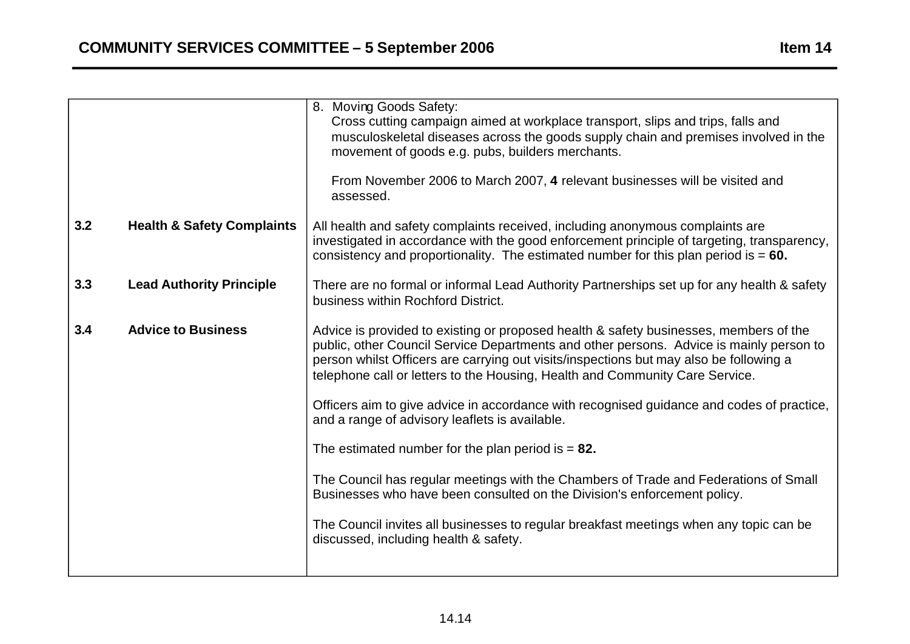| | | |
|---|---|---|
| | | 8. Moving Goods Safety:<br>Cross cutting campaign aimed at workplace transport, slips and trips, falls and musculoskeletal diseases across the goods supply chain and premises involved in the movement of goods e.g. pubs, builders merchants.<br><br>From November 2006 to March 2007, **4** relevant businesses will be visited and assessed. |
| **3.2** | **Health & Safety Complaints** | All health and safety complaints received, including anonymous complaints are investigated in accordance with the good enforcement principle of targeting, transparency, consistency and proportionality. The estimated number for this plan period is = **60.** |
| **3.3** | **Lead Authority Principle** | There are no formal or informal Lead Authority Partnerships set up for any health & safety business within Rochford District. |
| **3.4** | **Advice to Business** | Advice is provided to existing or proposed health & safety businesses, members of the public, other Council Service Departments and other persons. Advice is mainly person to person whilst Officers are carrying out visits/inspections but may also be following a telephone call or letters to the Housing, Health and Community Care Service.<br><br>Officers aim to give advice in accordance with recognised guidance and codes of practice, and a range of advisory leaflets is available.<br><br>The estimated number for the plan period is = **82.**<br><br>The Council has regular meetings with the Chambers of Trade and Federations of Small Businesses who have been consulted on the Division's enforcement policy.<br><br>The Council invites all businesses to regular breakfast meetings when any topic can be discussed, including health & safety. |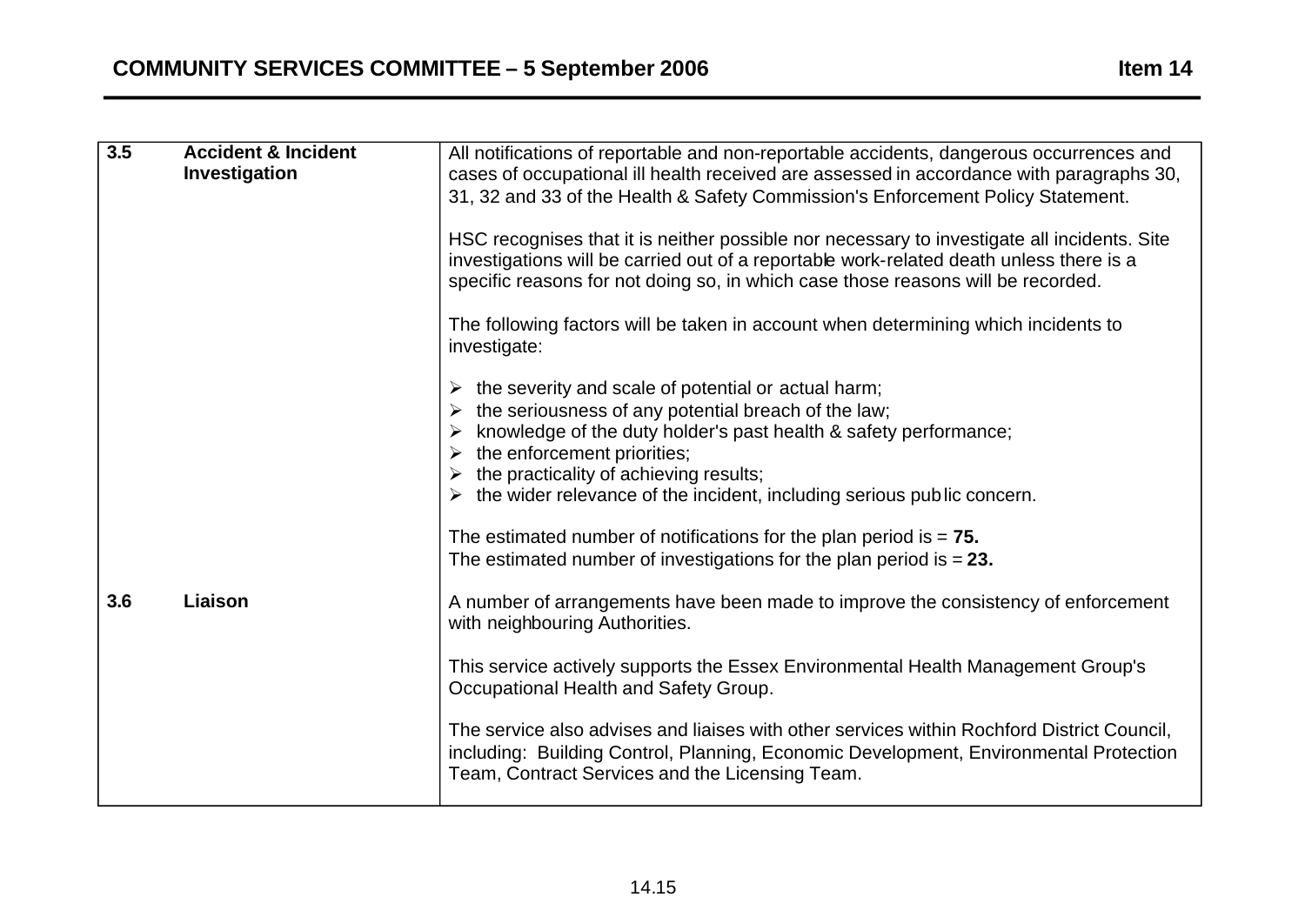| | | |
|---|---|---|
| **3.5** | **Accident & Incident Investigation** | All notifications of reportable and non-reportable accidents, dangerous occurrences and cases of occupational ill health received are assessed in accordance with paragraphs 30, 31, 32 and 33 of the Health & Safety Commission's Enforcement Policy Statement.<br><br>HSC recognises that it is neither possible nor necessary to investigate all incidents. Site investigations will be carried out of a reportable work-related death unless there is a specific reasons for not doing so, in which case those reasons will be recorded.<br><br>The following factors will be taken in account when determining which incidents to investigate:<br><br>➢ the severity and scale of potential or actual harm;<br>➢ the seriousness of any potential breach of the law;<br>➢ knowledge of the duty holder's past health & safety performance;<br>➢ the enforcement priorities;<br>➢ the practicality of achieving results;<br>➢ the wider relevance of the incident, including serious public concern.<br><br>The estimated number of notifications for the plan period is = **75.**<br>The estimated number of investigations for the plan period is = **23.** |
| **3.6** | **Liaison** | A number of arrangements have been made to improve the consistency of enforcement with neighbouring Authorities.<br><br>This service actively supports the Essex Environmental Health Management Group's Occupational Health and Safety Group.<br><br>The service also advises and liaises with other services within Rochford District Council, including: Building Control, Planning, Economic Development, Environmental Protection Team, Contract Services and the Licensing Team. |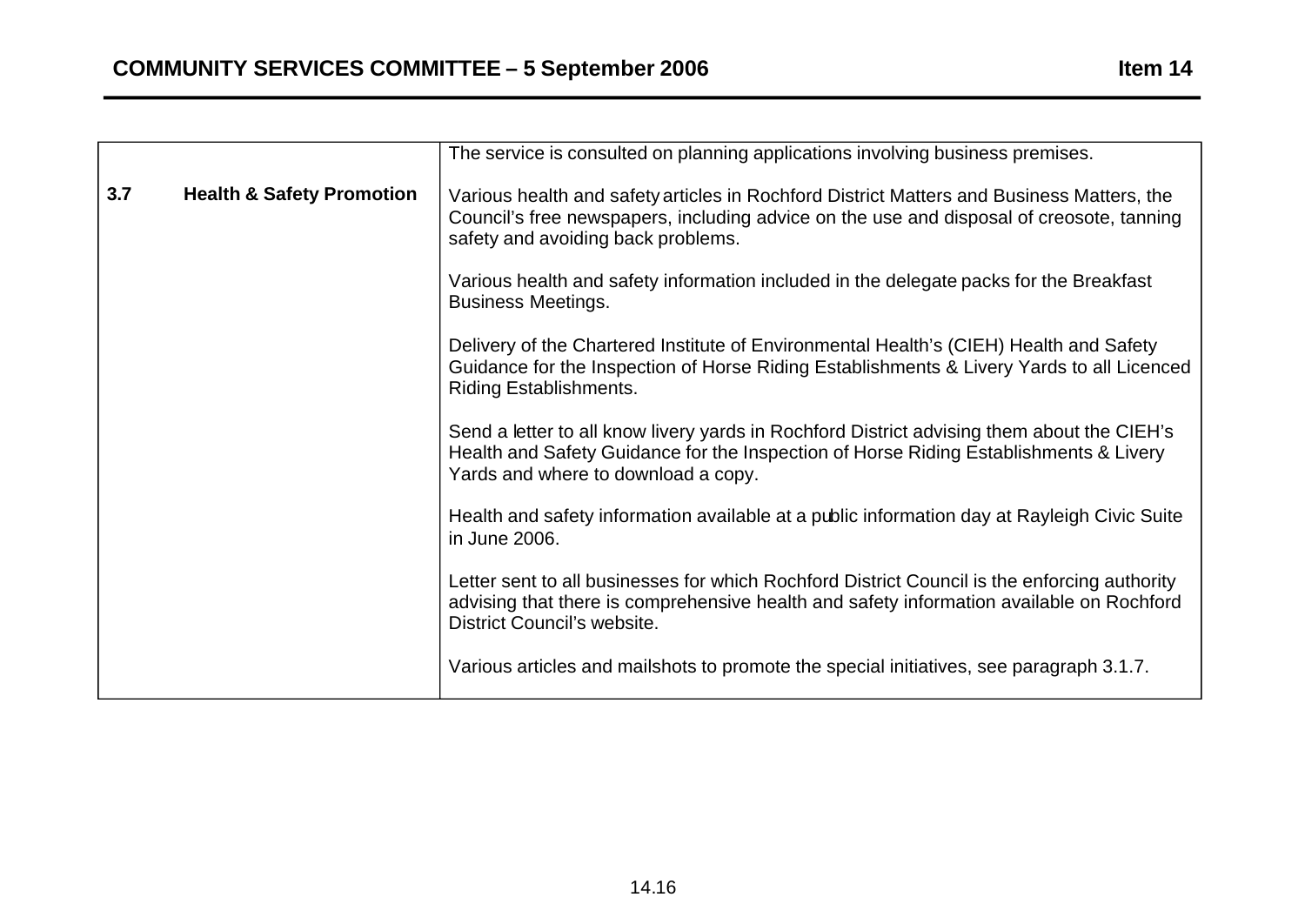|  |  |
| --- | --- |
|  | The service is consulted on planning applications involving business premises. |
| **3.7 Health & Safety Promotion** | Various health and safety articles in Rochford District Matters and Business Matters, the Council's free newspapers, including advice on the use and disposal of creosote, tanning safety and avoiding back problems.<br><br>Various health and safety information included in the delegate packs for the Breakfast Business Meetings.<br><br>Delivery of the Chartered Institute of Environmental Health's (CIEH) Health and Safety Guidance for the Inspection of Horse Riding Establishments & Livery Yards to all Licenced Riding Establishments.<br><br>Send a letter to all know livery yards in Rochford District advising them about the CIEH's Health and Safety Guidance for the Inspection of Horse Riding Establishments & Livery Yards and where to download a copy.<br><br>Health and safety information available at a public information day at Rayleigh Civic Suite in June 2006.<br><br>Letter sent to all businesses for which Rochford District Council is the enforcing authority advising that there is comprehensive health and safety information available on Rochford District Council's website.<br><br>Various articles and mailshots to promote the special initiatives, see paragraph 3.1.7. |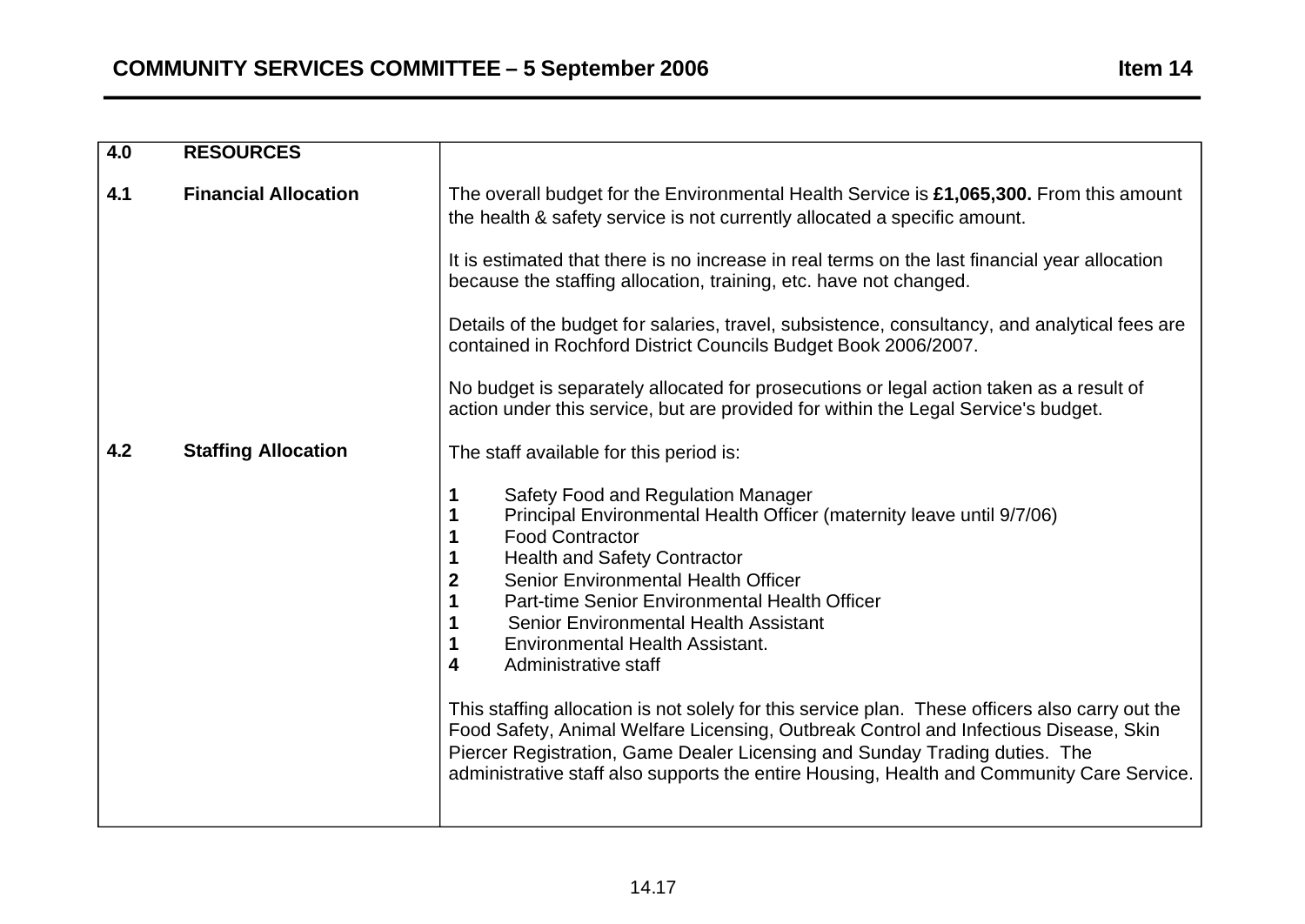| 4.0 | RESOURCES | |
|---|---|---|
| 4.1 | **Financial Allocation** | The overall budget for the Environmental Health Service is **£1,065,300.** From this amount the health & safety service is not currently allocated a specific amount.<br><br>It is estimated that there is no increase in real terms on the last financial year allocation because the staffing allocation, training, etc. have not changed.<br><br>Details of the budget for salaries, travel, subsistence, consultancy, and analytical fees are contained in Rochford District Councils Budget Book 2006/2007.<br><br>No budget is separately allocated for prosecutions or legal action taken as a result of action under this service, but are provided for within the Legal Service's budget. |
| 4.2 | **Staffing Allocation** | The staff available for this period is:<br><br>**1** Safety Food and Regulation Manager<br>**1** Principal Environmental Health Officer (maternity leave until 9/7/06)<br>**1** Food Contractor<br>**1** Health and Safety Contractor<br>**2** Senior Environmental Health Officer<br>**1** Part-time Senior Environmental Health Officer<br>**1** Senior Environmental Health Assistant<br>**1** Environmental Health Assistant.<br>**4** Administrative staff<br><br>This staffing allocation is not solely for this service plan. These officers also carry out the Food Safety, Animal Welfare Licensing, Outbreak Control and Infectious Disease, Skin Piercer Registration, Game Dealer Licensing and Sunday Trading duties. The administrative staff also supports the entire Housing, Health and Community Care Service. |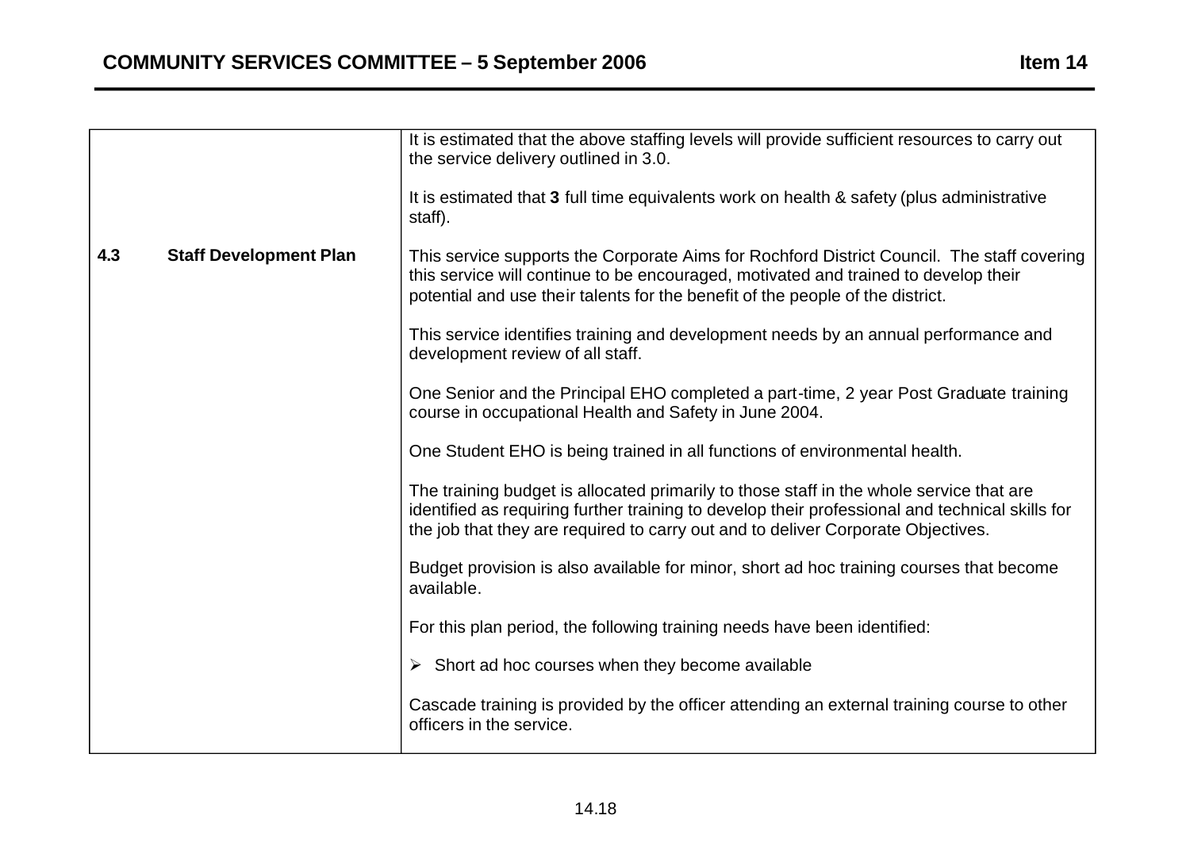| | |
|---|---|
| | It is estimated that the above staffing levels will provide sufficient resources to carry out the service delivery outlined in 3.0.<br><br>It is estimated that **3** full time equivalents work on health & safety (plus administrative staff). |
| **4.3 Staff Development Plan** | This service supports the Corporate Aims for Rochford District Council. The staff covering this service will continue to be encouraged, motivated and trained to develop their potential and use their talents for the benefit of the people of the district.<br><br>This service identifies training and development needs by an annual performance and development review of all staff.<br><br>One Senior and the Principal EHO completed a part-time, 2 year Post Graduate training course in occupational Health and Safety in June 2004.<br><br>One Student EHO is being trained in all functions of environmental health.<br><br>The training budget is allocated primarily to those staff in the whole service that are identified as requiring further training to develop their professional and technical skills for the job that they are required to carry out and to deliver Corporate Objectives.<br><br>Budget provision is also available for minor, short ad hoc training courses that become available.<br><br>For this plan period, the following training needs have been identified:<br><br>➢ Short ad hoc courses when they become available<br><br>Cascade training is provided by the officer attending an external training course to other officers in the service. |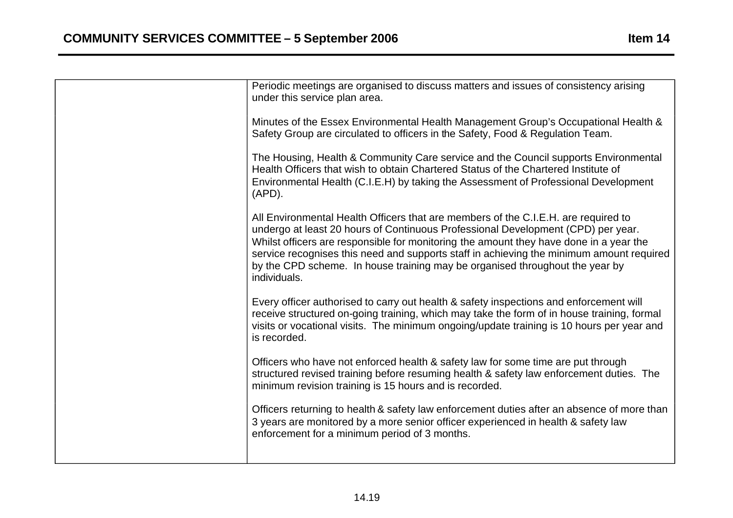| | |
|---|---|
| | Periodic meetings are organised to discuss matters and issues of consistency arising under this service plan area.<br><br>Minutes of the Essex Environmental Health Management Group's Occupational Health & Safety Group are circulated to officers in the Safety, Food & Regulation Team.<br><br>The Housing, Health & Community Care service and the Council supports Environmental Health Officers that wish to obtain Chartered Status of the Chartered Institute of Environmental Health (C.I.E.H) by taking the Assessment of Professional Development (APD).<br><br>All Environmental Health Officers that are members of the C.I.E.H. are required to undergo at least 20 hours of Continuous Professional Development (CPD) per year. Whilst officers are responsible for monitoring the amount they have done in a year the service recognises this need and supports staff in achieving the minimum amount required by the CPD scheme. In house training may be organised throughout the year by individuals.<br><br>Every officer authorised to carry out health & safety inspections and enforcement will receive structured on-going training, which may take the form of in house training, formal visits or vocational visits. The minimum ongoing/update training is 10 hours per year and is recorded.<br><br>Officers who have not enforced health & safety law for some time are put through structured revised training before resuming health & safety law enforcement duties. The minimum revision training is 15 hours and is recorded.<br><br>Officers returning to health & safety law enforcement duties after an absence of more than 3 years are monitored by a more senior officer experienced in health & safety law enforcement for a minimum period of 3 months. |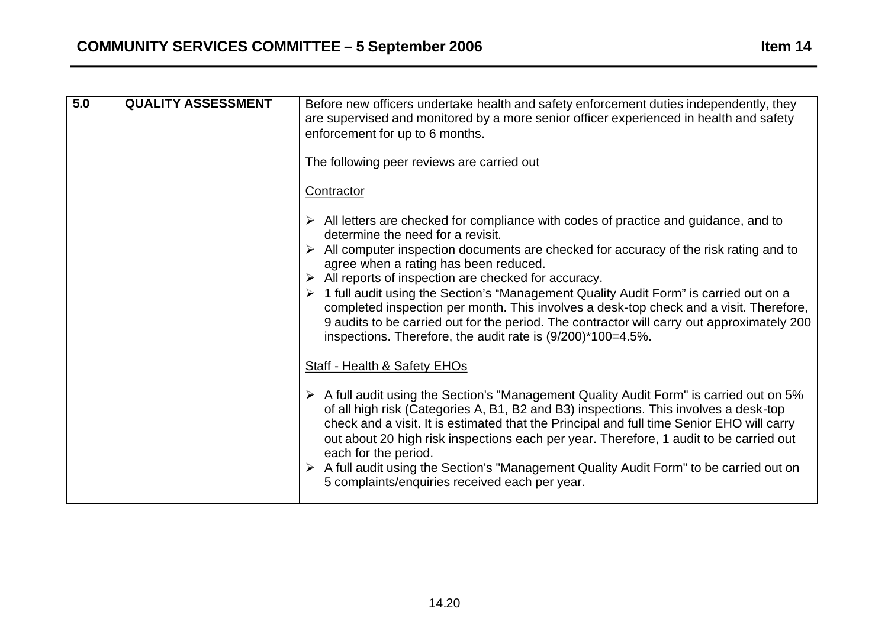| 5.0 QUALITY ASSESSMENT | Before new officers undertake health and safety enforcement duties independently, they are supervised and monitored by a more senior officer experienced in health and safety enforcement for up to 6 months.<br><br>The following peer reviews are carried out<br><br><u>Contractor</u><br><br>➢ All letters are checked for compliance with codes of practice and guidance, and to determine the need for a revisit.<br>➢ All computer inspection documents are checked for accuracy of the risk rating and to agree when a rating has been reduced.<br>➢ All reports of inspection are checked for accuracy.<br>➢ 1 full audit using the Section's "Management Quality Audit Form" is carried out on a completed inspection per month. This involves a desk-top check and a visit. Therefore, 9 audits to be carried out for the period. The contractor will carry out approximately 200 inspections. Therefore, the audit rate is (9/200)*100=4.5%.<br><br><u>Staff - Health & Safety EHOs</u><br><br>➢ A full audit using the Section's "Management Quality Audit Form" is carried out on 5% of all high risk (Categories A, B1, B2 and B3) inspections. This involves a desk-top check and a visit. It is estimated that the Principal and full time Senior EHO will carry out about 20 high risk inspections each per year. Therefore, 1 audit to be carried out each for the period.<br>➢ A full audit using the Section's "Management Quality Audit Form" to be carried out on 5 complaints/enquiries received each per year. |
|---|---|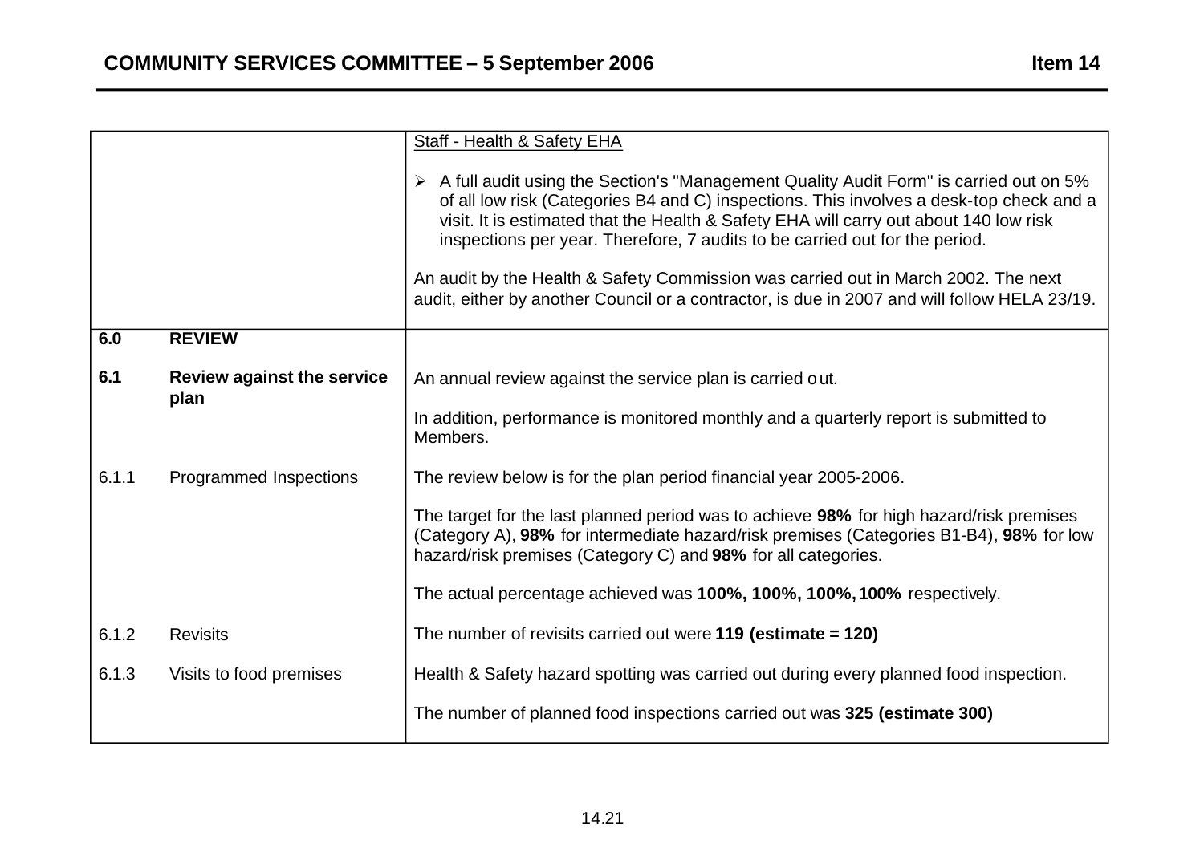| | | |
|---|---|---|
| | | Staff - Health & Safety EHA<br><br>➢ A full audit using the Section's "Management Quality Audit Form" is carried out on 5% of all low risk (Categories B4 and C) inspections. This involves a desk-top check and a visit. It is estimated that the Health & Safety EHA will carry out about 140 low risk inspections per year. Therefore, 7 audits to be carried out for the period.<br><br>An audit by the Health & Safety Commission was carried out in March 2002. The next audit, either by another Council or a contractor, is due in 2007 and will follow HELA 23/19. |
| **6.0** | **REVIEW** | |
| **6.1** | **Review against the service plan** | An annual review against the service plan is carried out.<br><br>In addition, performance is monitored monthly and a quarterly report is submitted to Members. |
| 6.1.1 | Programmed Inspections | The review below is for the plan period financial year 2005-2006.<br><br>The target for the last planned period was to achieve **98%** for high hazard/risk premises (Category A), **98%** for intermediate hazard/risk premises (Categories B1-B4), **98%** for low hazard/risk premises (Category C) and **98%** for all categories.<br><br>The actual percentage achieved was **100%, 100%, 100%, 100%** respectively. |
| 6.1.2 | Revisits | The number of revisits carried out were **119 (estimate = 120)** |
| 6.1.3 | Visits to food premises | Health & Safety hazard spotting was carried out during every planned food inspection.<br><br>The number of planned food inspections carried out was **325 (estimate 300)** |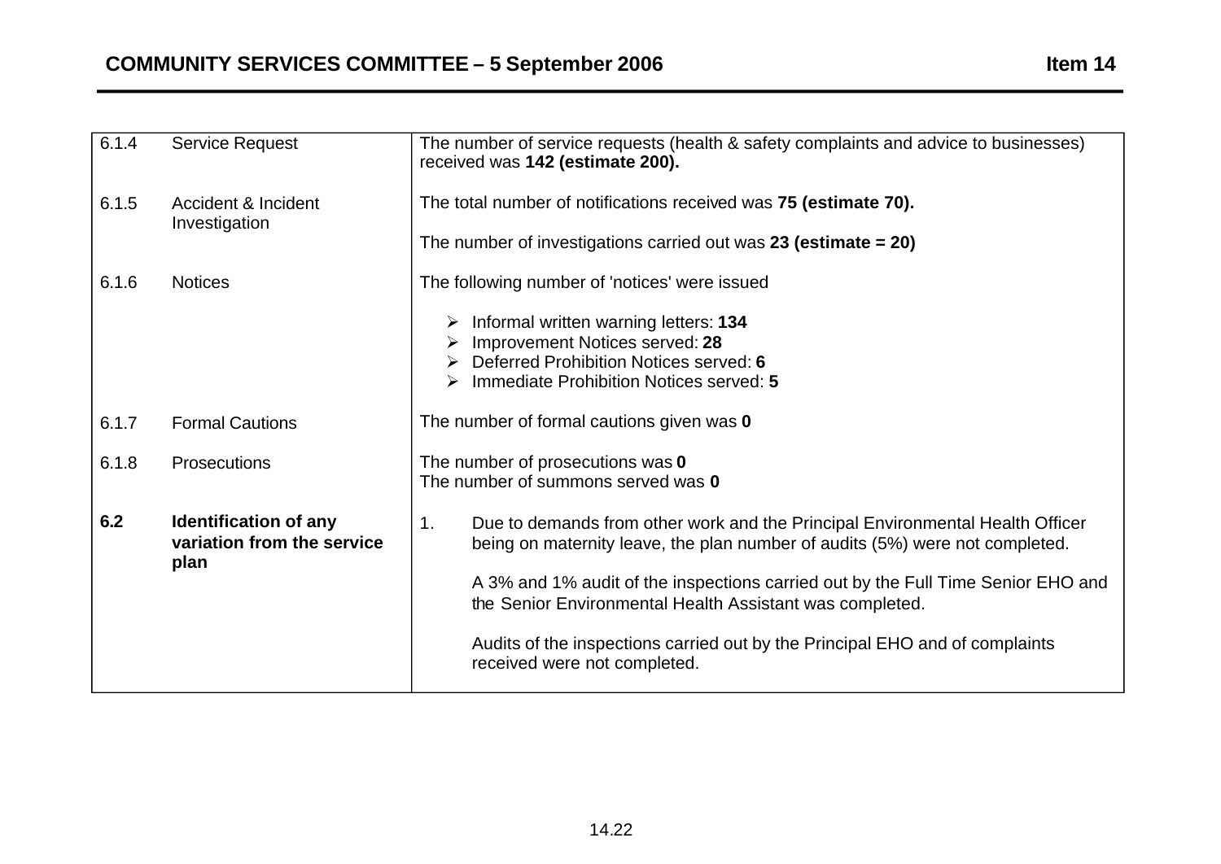| | | |
|---|---|---|
| 6.1.4 | Service Request | The number of service requests (health & safety complaints and advice to businesses) received was **142 (estimate 200).** |
| 6.1.5 | Accident & Incident Investigation | The total number of notifications received was **75 (estimate 70).**<br><br>The number of investigations carried out was **23 (estimate = 20)** |
| 6.1.6 | Notices | The following number of 'notices' were issued<br><br>➢ Informal written warning letters: **134**<br>➢ Improvement Notices served: **28**<br>➢ Deferred Prohibition Notices served: **6**<br>➢ Immediate Prohibition Notices served: **5** |
| 6.1.7 | Formal Cautions | The number of formal cautions given was **0** |
| 6.1.8 | Prosecutions | The number of prosecutions was **0**<br>The number of summons served was **0** |
| **6.2** | **Identification of any variation from the service plan** | 1. Due to demands from other work and the Principal Environmental Health Officer being on maternity leave, the plan number of audits (5%) were not completed.<br><br>A 3% and 1% audit of the inspections carried out by the Full Time Senior EHO and the Senior Environmental Health Assistant was completed.<br><br>Audits of the inspections carried out by the Principal EHO and of complaints received were not completed. |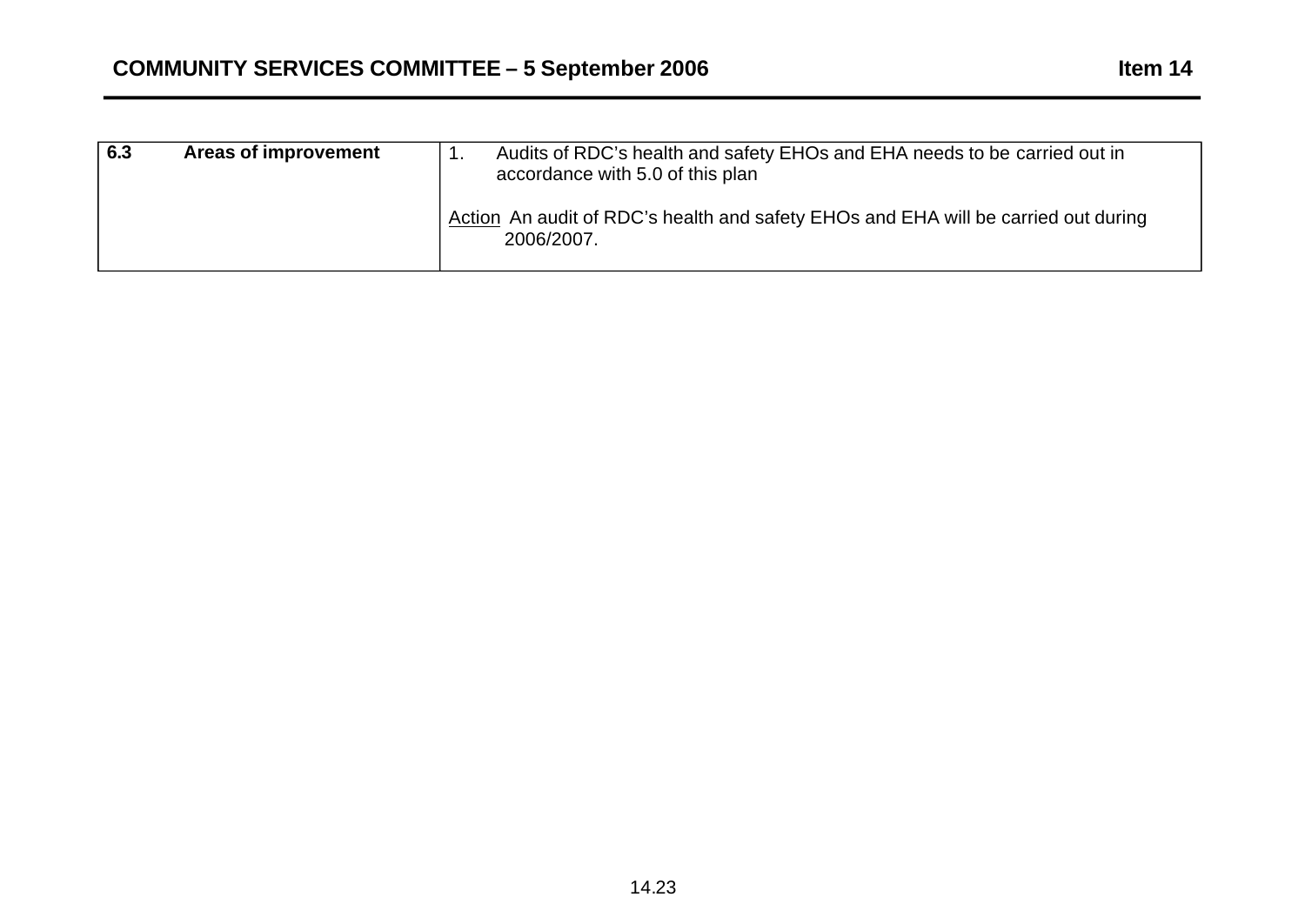| 6.3 Areas of improvement | 1. Audits of RDC's health and safety EHOs and EHA needs to be carried out in accordance with 5.0 of this plan<br><br>Action An audit of RDC's health and safety EHOs and EHA will be carried out during 2006/2007. |
|---|---|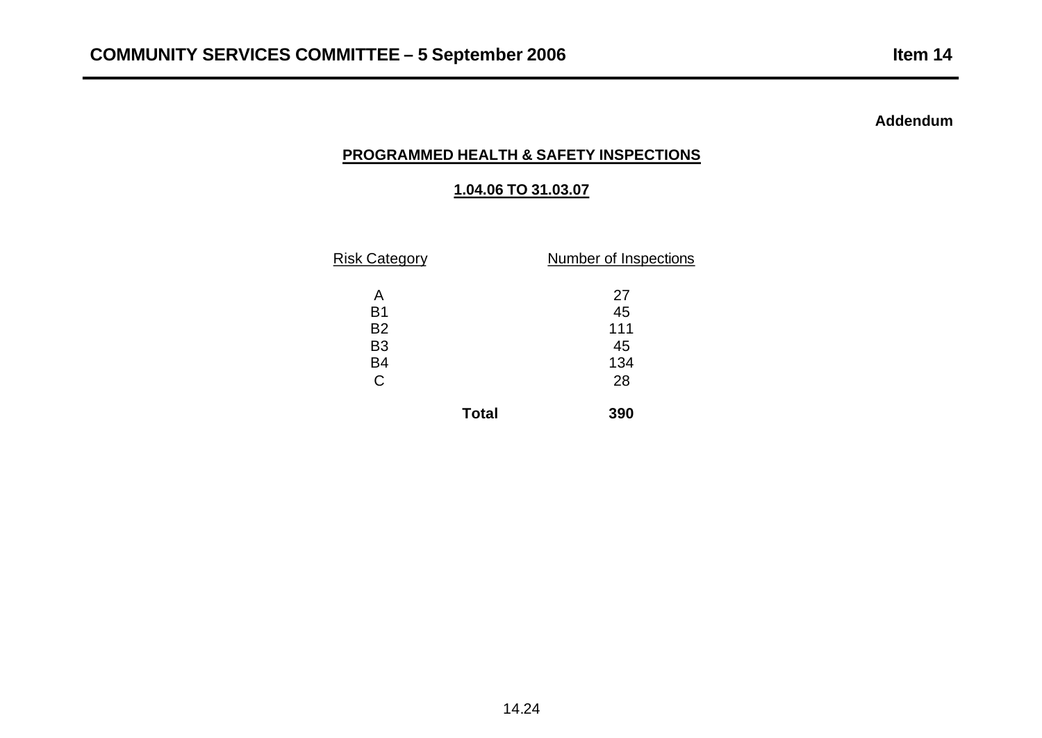**Addendum**

## PROGRAMMED HEALTH & SAFETY INSPECTIONS

### 1.04.06 TO 31.03.07

| Risk Category | Number of Inspections |
| --- | --- |
| A | 27 |
| B1 | 45 |
| B2 | 111 |
| B3 | 45 |
| B4 | 134 |
| C | 28 |
| **Total** | **390** |